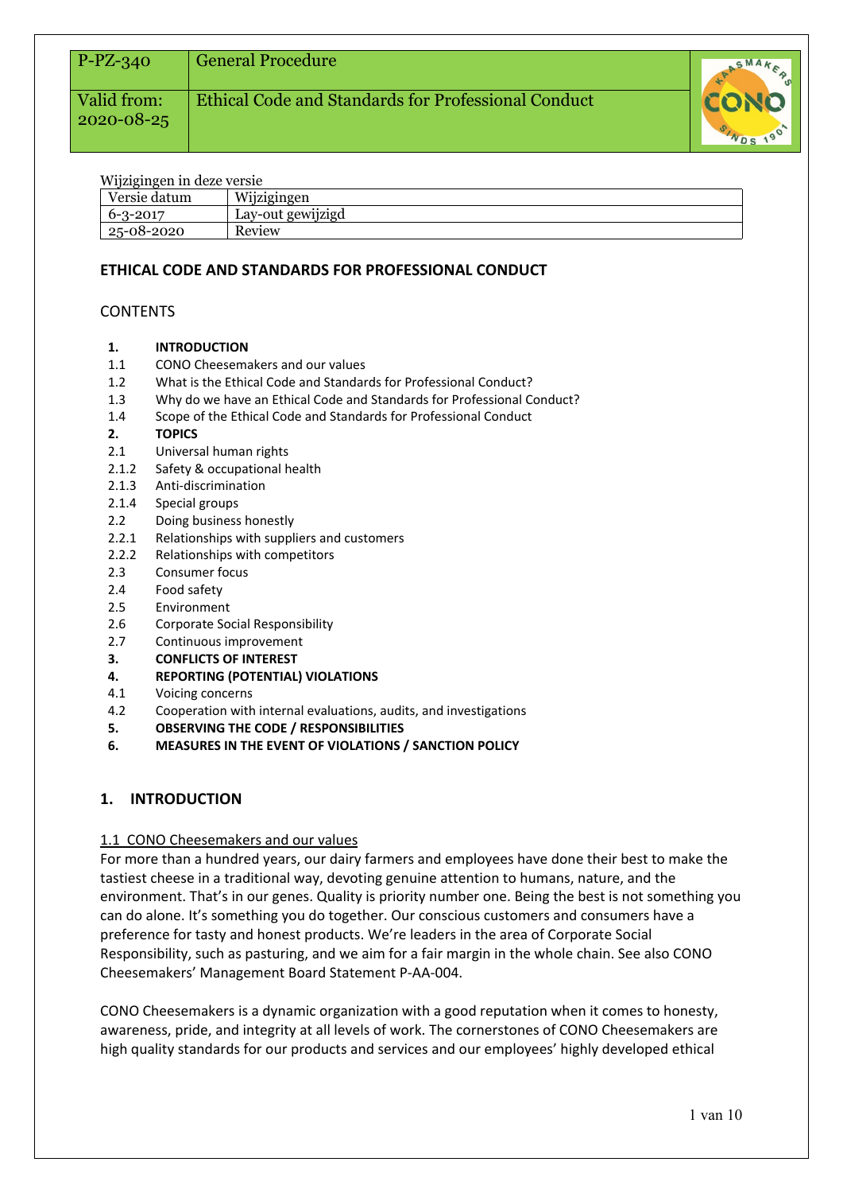| P-PZ-340 | General Procedure |
| --- | --- |
| Valid from: 2020-08-25 | Ethical Code and Standards for Professional Conduct |

Wijzigingen in deze versie

| Versie datum | Wijzigingen |
| --- | --- |
| 6-3-2017 | Lay-out gewijzigd |
| 25-08-2020 | Review |

**ETHICAL CODE AND STANDARDS FOR PROFESSIONAL CONDUCT**

CONTENTS

- **1. INTRODUCTION**
- 1.1 CONO Cheesemakers and our values
- 1.2 What is the Ethical Code and Standards for Professional Conduct?
- 1.3 Why do we have an Ethical Code and Standards for Professional Conduct?
- 1.4 Scope of the Ethical Code and Standards for Professional Conduct
- **2. TOPICS**
- 2.1 Universal human rights
- 2.1.2 Safety & occupational health
- 2.1.3 Anti-discrimination
- 2.1.4 Special groups
- 2.2 Doing business honestly
- 2.2.1 Relationships with suppliers and customers
- 2.2.2 Relationships with competitors
- 2.3 Consumer focus
- 2.4 Food safety
- 2.5 Environment
- 2.6 Corporate Social Responsibility
- 2.7 Continuous improvement
- **3. CONFLICTS OF INTEREST**
- **4. REPORTING (POTENTIAL) VIOLATIONS**
- 4.1 Voicing concerns
- 4.2 Cooperation with internal evaluations, audits, and investigations
- **5. OBSERVING THE CODE / RESPONSIBILITIES**
- **6. MEASURES IN THE EVENT OF VIOLATIONS / SANCTION POLICY**

## 1. INTRODUCTION

### 1.1 CONO Cheesemakers and our values

For more than a hundred years, our dairy farmers and employees have done their best to make the tastiest cheese in a traditional way, devoting genuine attention to humans, nature, and the environment. That's in our genes. Quality is priority number one. Being the best is not something you can do alone. It's something you do together. Our conscious customers and consumers have a preference for tasty and honest products. We're leaders in the area of Corporate Social Responsibility, such as pasturing, and we aim for a fair margin in the whole chain. See also CONO Cheesemakers' Management Board Statement P-AA-004.

CONO Cheesemakers is a dynamic organization with a good reputation when it comes to honesty, awareness, pride, and integrity at all levels of work. The cornerstones of CONO Cheesemakers are high quality standards for our products and services and our employees' highly developed ethical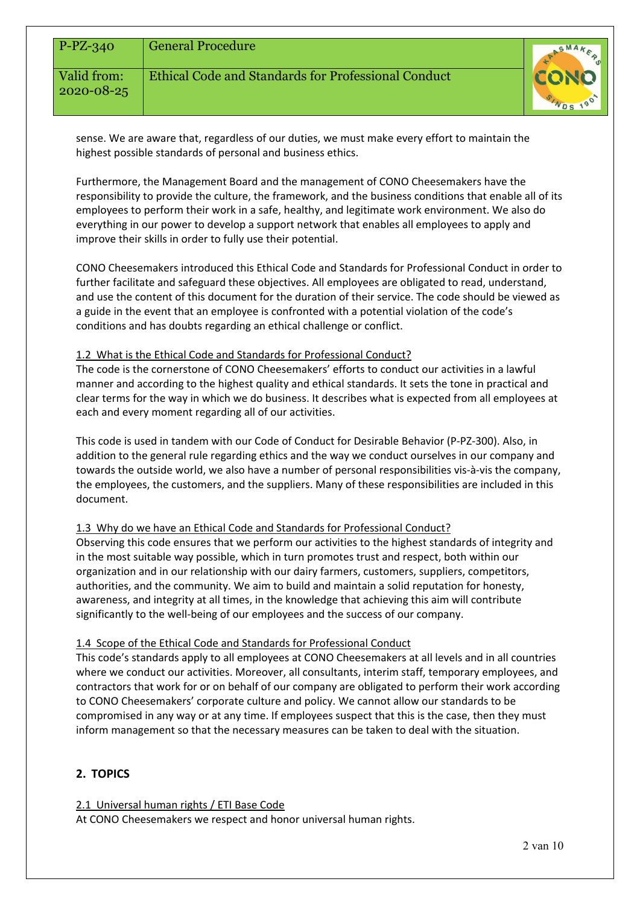sense. We are aware that, regardless of our duties, we must make every effort to maintain the highest possible standards of personal and business ethics.

Furthermore, the Management Board and the management of CONO Cheesemakers have the responsibility to provide the culture, the framework, and the business conditions that enable all of its employees to perform their work in a safe, healthy, and legitimate work environment. We also do everything in our power to develop a support network that enables all employees to apply and improve their skills in order to fully use their potential.

CONO Cheesemakers introduced this Ethical Code and Standards for Professional Conduct in order to further facilitate and safeguard these objectives. All employees are obligated to read, understand, and use the content of this document for the duration of their service. The code should be viewed as a guide in the event that an employee is confronted with a potential violation of the code's conditions and has doubts regarding an ethical challenge or conflict.

### 1.2 What is the Ethical Code and Standards for Professional Conduct?

The code is the cornerstone of CONO Cheesemakers' efforts to conduct our activities in a lawful manner and according to the highest quality and ethical standards. It sets the tone in practical and clear terms for the way in which we do business. It describes what is expected from all employees at each and every moment regarding all of our activities.

This code is used in tandem with our Code of Conduct for Desirable Behavior (P-PZ-300). Also, in addition to the general rule regarding ethics and the way we conduct ourselves in our company and towards the outside world, we also have a number of personal responsibilities vis-à-vis the company, the employees, the customers, and the suppliers. Many of these responsibilities are included in this document.

### 1.3 Why do we have an Ethical Code and Standards for Professional Conduct?

Observing this code ensures that we perform our activities to the highest standards of integrity and in the most suitable way possible, which in turn promotes trust and respect, both within our organization and in our relationship with our dairy farmers, customers, suppliers, competitors, authorities, and the community. We aim to build and maintain a solid reputation for honesty, awareness, and integrity at all times, in the knowledge that achieving this aim will contribute significantly to the well-being of our employees and the success of our company.

### 1.4 Scope of the Ethical Code and Standards for Professional Conduct

This code's standards apply to all employees at CONO Cheesemakers at all levels and in all countries where we conduct our activities. Moreover, all consultants, interim staff, temporary employees, and contractors that work for or on behalf of our company are obligated to perform their work according to CONO Cheesemakers' corporate culture and policy. We cannot allow our standards to be compromised in any way or at any time. If employees suspect that this is the case, then they must inform management so that the necessary measures can be taken to deal with the situation.

## 2. TOPICS

### 2.1 Universal human rights / ETI Base Code

At CONO Cheesemakers we respect and honor universal human rights.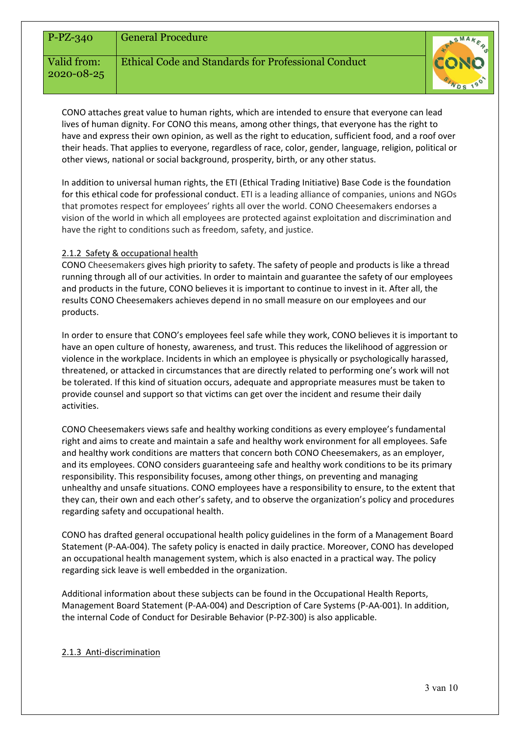CONO attaches great value to human rights, which are intended to ensure that everyone can lead lives of human dignity. For CONO this means, among other things, that everyone has the right to have and express their own opinion, as well as the right to education, sufficient food, and a roof over their heads. That applies to everyone, regardless of race, color, gender, language, religion, political or other views, national or social background, prosperity, birth, or any other status.

In addition to universal human rights, the ETI (Ethical Trading Initiative) Base Code is the foundation for this ethical code for professional conduct. ETI is a leading alliance of companies, unions and NGOs that promotes respect for employees' rights all over the world. CONO Cheesemakers endorses a vision of the world in which all employees are protected against exploitation and discrimination and have the right to conditions such as freedom, safety, and justice.

#### 2.1.2 Safety & occupational health

CONO Cheesemakers gives high priority to safety. The safety of people and products is like a thread running through all of our activities. In order to maintain and guarantee the safety of our employees and products in the future, CONO believes it is important to continue to invest in it. After all, the results CONO Cheesemakers achieves depend in no small measure on our employees and our products.

In order to ensure that CONO's employees feel safe while they work, CONO believes it is important to have an open culture of honesty, awareness, and trust. This reduces the likelihood of aggression or violence in the workplace. Incidents in which an employee is physically or psychologically harassed, threatened, or attacked in circumstances that are directly related to performing one's work will not be tolerated. If this kind of situation occurs, adequate and appropriate measures must be taken to provide counsel and support so that victims can get over the incident and resume their daily activities.

CONO Cheesemakers views safe and healthy working conditions as every employee's fundamental right and aims to create and maintain a safe and healthy work environment for all employees. Safe and healthy work conditions are matters that concern both CONO Cheesemakers, as an employer, and its employees. CONO considers guaranteeing safe and healthy work conditions to be its primary responsibility. This responsibility focuses, among other things, on preventing and managing unhealthy and unsafe situations. CONO employees have a responsibility to ensure, to the extent that they can, their own and each other's safety, and to observe the organization's policy and procedures regarding safety and occupational health.

CONO has drafted general occupational health policy guidelines in the form of a Management Board Statement (P-AA-004). The safety policy is enacted in daily practice. Moreover, CONO has developed an occupational health management system, which is also enacted in a practical way. The policy regarding sick leave is well embedded in the organization.

Additional information about these subjects can be found in the Occupational Health Reports, Management Board Statement (P-AA-004) and Description of Care Systems (P-AA-001). In addition, the internal Code of Conduct for Desirable Behavior (P-PZ-300) is also applicable.

#### 2.1.3 Anti-discrimination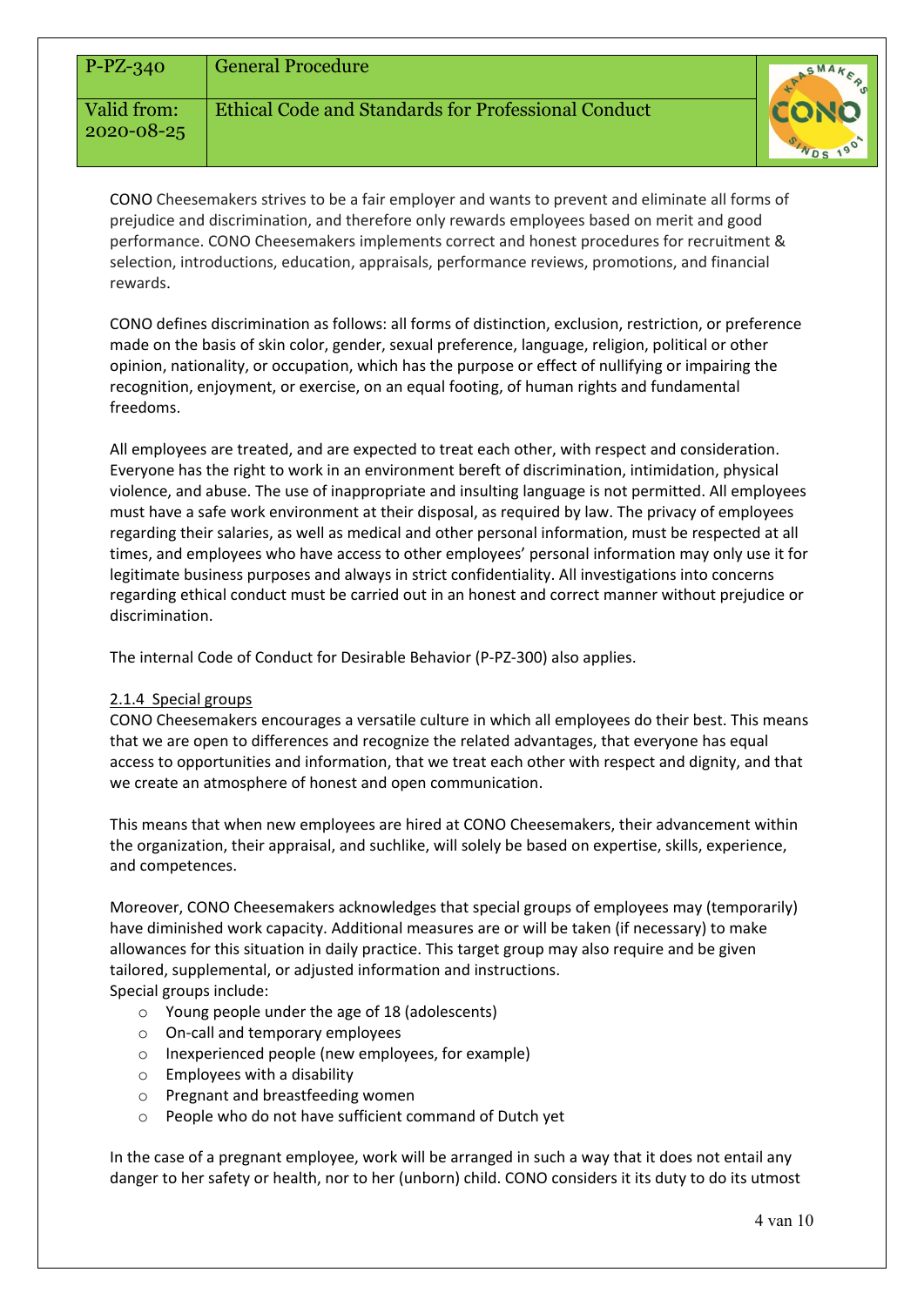CONO Cheesemakers strives to be a fair employer and wants to prevent and eliminate all forms of prejudice and discrimination, and therefore only rewards employees based on merit and good performance. CONO Cheesemakers implements correct and honest procedures for recruitment & selection, introductions, education, appraisals, performance reviews, promotions, and financial rewards.

CONO defines discrimination as follows: all forms of distinction, exclusion, restriction, or preference made on the basis of skin color, gender, sexual preference, language, religion, political or other opinion, nationality, or occupation, which has the purpose or effect of nullifying or impairing the recognition, enjoyment, or exercise, on an equal footing, of human rights and fundamental freedoms.

All employees are treated, and are expected to treat each other, with respect and consideration. Everyone has the right to work in an environment bereft of discrimination, intimidation, physical violence, and abuse. The use of inappropriate and insulting language is not permitted. All employees must have a safe work environment at their disposal, as required by law. The privacy of employees regarding their salaries, as well as medical and other personal information, must be respected at all times, and employees who have access to other employees' personal information may only use it for legitimate business purposes and always in strict confidentiality. All investigations into concerns regarding ethical conduct must be carried out in an honest and correct manner without prejudice or discrimination.

The internal Code of Conduct for Desirable Behavior (P-PZ-300) also applies.

#### 2.1.4 Special groups

CONO Cheesemakers encourages a versatile culture in which all employees do their best. This means that we are open to differences and recognize the related advantages, that everyone has equal access to opportunities and information, that we treat each other with respect and dignity, and that we create an atmosphere of honest and open communication.

This means that when new employees are hired at CONO Cheesemakers, their advancement within the organization, their appraisal, and suchlike, will solely be based on expertise, skills, experience, and competences.

Moreover, CONO Cheesemakers acknowledges that special groups of employees may (temporarily) have diminished work capacity. Additional measures are or will be taken (if necessary) to make allowances for this situation in daily practice. This target group may also require and be given tailored, supplemental, or adjusted information and instructions.
Special groups include:

- Young people under the age of 18 (adolescents)
- On-call and temporary employees
- Inexperienced people (new employees, for example)
- Employees with a disability
- Pregnant and breastfeeding women
- People who do not have sufficient command of Dutch yet

In the case of a pregnant employee, work will be arranged in such a way that it does not entail any danger to her safety or health, nor to her (unborn) child. CONO considers it its duty to do its utmost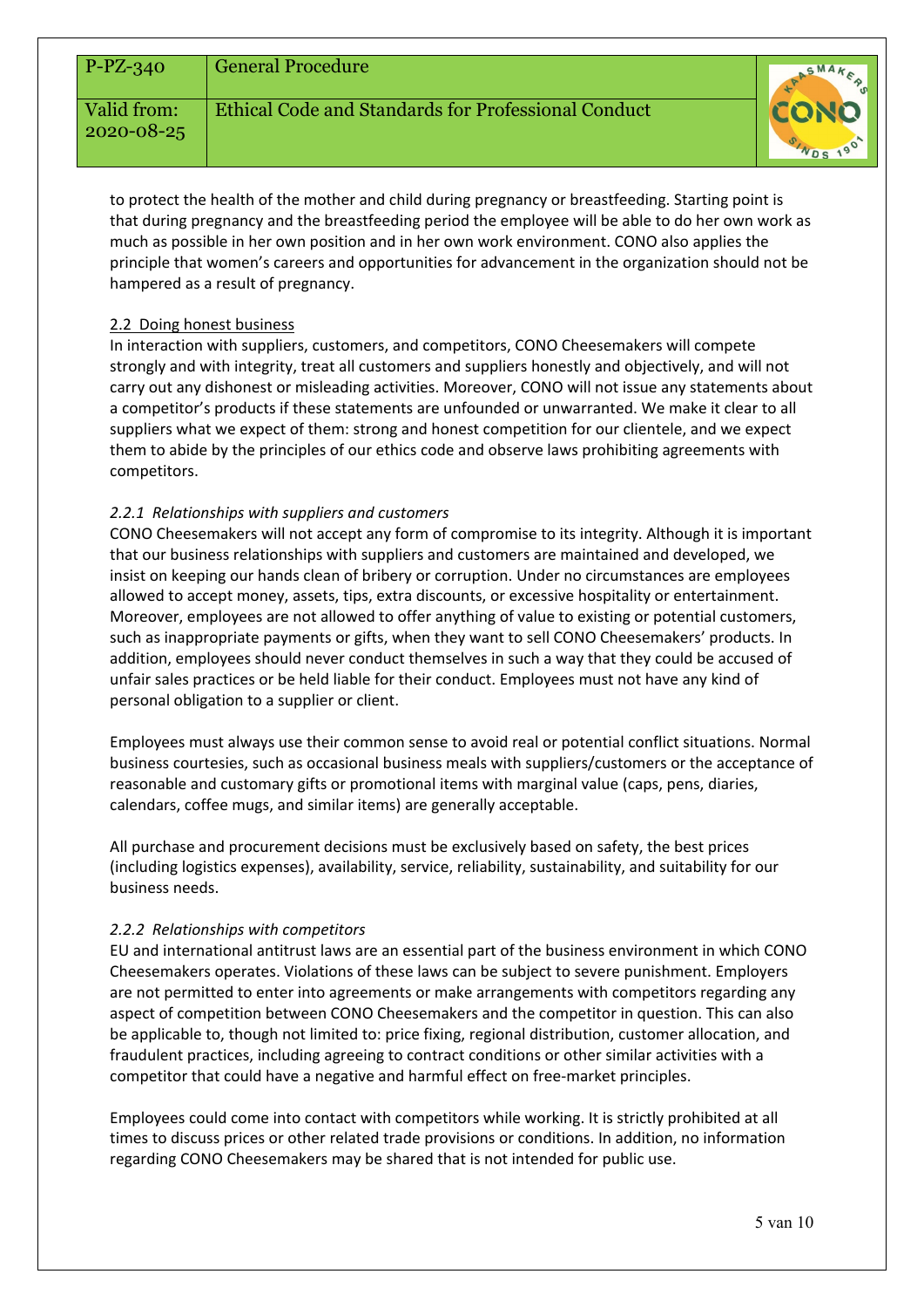to protect the health of the mother and child during pregnancy or breastfeeding. Starting point is that during pregnancy and the breastfeeding period the employee will be able to do her own work as much as possible in her own position and in her own work environment. CONO also applies the principle that women's careers and opportunities for advancement in the organization should not be hampered as a result of pregnancy.

### 2.2 Doing honest business

In interaction with suppliers, customers, and competitors, CONO Cheesemakers will compete strongly and with integrity, treat all customers and suppliers honestly and objectively, and will not carry out any dishonest or misleading activities. Moreover, CONO will not issue any statements about a competitor's products if these statements are unfounded or unwarranted. We make it clear to all suppliers what we expect of them: strong and honest competition for our clientele, and we expect them to abide by the principles of our ethics code and observe laws prohibiting agreements with competitors.

#### *2.2.1 Relationships with suppliers and customers*

CONO Cheesemakers will not accept any form of compromise to its integrity. Although it is important that our business relationships with suppliers and customers are maintained and developed, we insist on keeping our hands clean of bribery or corruption. Under no circumstances are employees allowed to accept money, assets, tips, extra discounts, or excessive hospitality or entertainment. Moreover, employees are not allowed to offer anything of value to existing or potential customers, such as inappropriate payments or gifts, when they want to sell CONO Cheesemakers' products. In addition, employees should never conduct themselves in such a way that they could be accused of unfair sales practices or be held liable for their conduct. Employees must not have any kind of personal obligation to a supplier or client.

Employees must always use their common sense to avoid real or potential conflict situations. Normal business courtesies, such as occasional business meals with suppliers/customers or the acceptance of reasonable and customary gifts or promotional items with marginal value (caps, pens, diaries, calendars, coffee mugs, and similar items) are generally acceptable.

All purchase and procurement decisions must be exclusively based on safety, the best prices (including logistics expenses), availability, service, reliability, sustainability, and suitability for our business needs.

#### *2.2.2 Relationships with competitors*

EU and international antitrust laws are an essential part of the business environment in which CONO Cheesemakers operates. Violations of these laws can be subject to severe punishment. Employers are not permitted to enter into agreements or make arrangements with competitors regarding any aspect of competition between CONO Cheesemakers and the competitor in question. This can also be applicable to, though not limited to: price fixing, regional distribution, customer allocation, and fraudulent practices, including agreeing to contract conditions or other similar activities with a competitor that could have a negative and harmful effect on free-market principles.

Employees could come into contact with competitors while working. It is strictly prohibited at all times to discuss prices or other related trade provisions or conditions. In addition, no information regarding CONO Cheesemakers may be shared that is not intended for public use.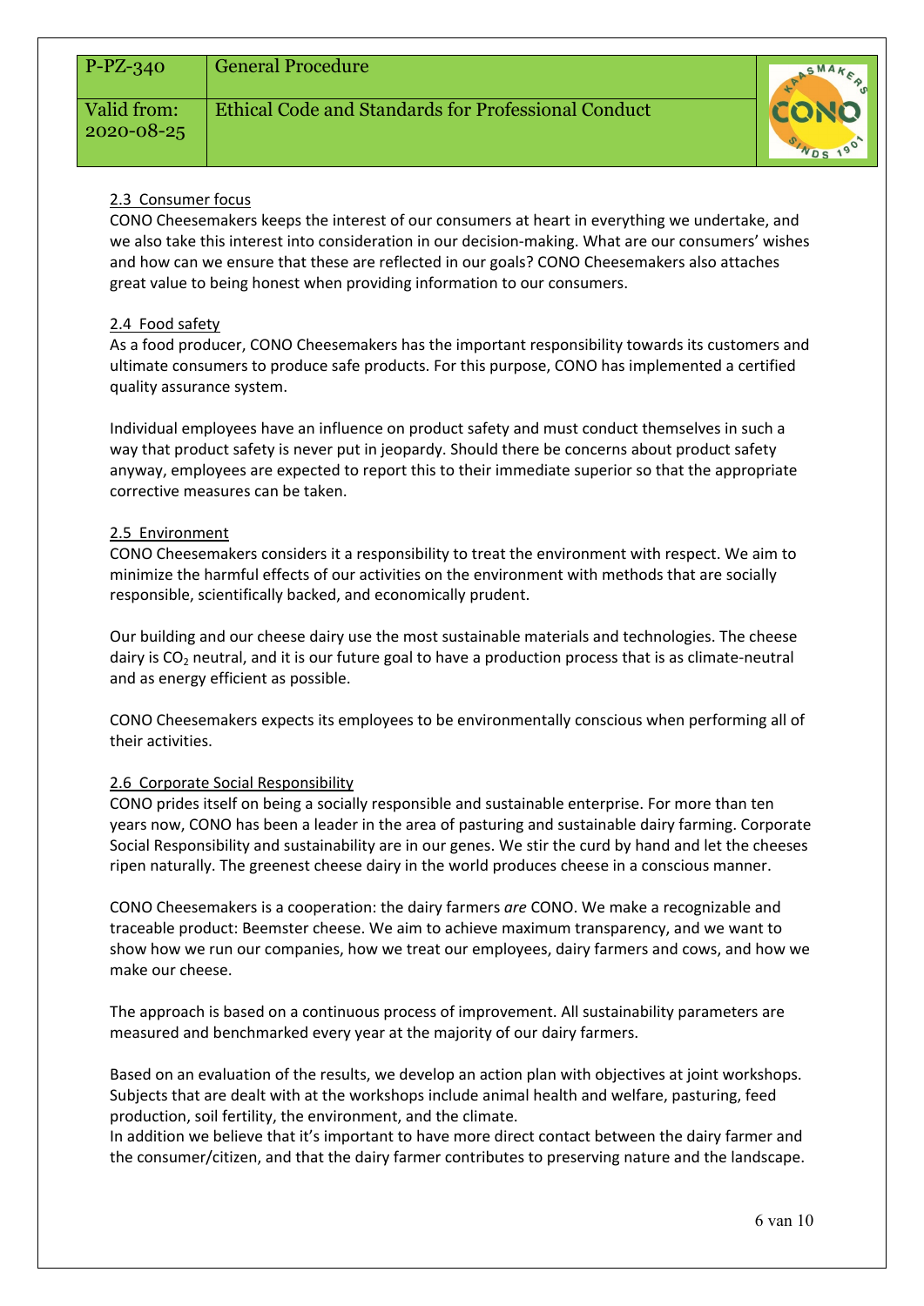### 2.3 Consumer focus

CONO Cheesemakers keeps the interest of our consumers at heart in everything we undertake, and we also take this interest into consideration in our decision-making. What are our consumers' wishes and how can we ensure that these are reflected in our goals? CONO Cheesemakers also attaches great value to being honest when providing information to our consumers.

### 2.4 Food safety

As a food producer, CONO Cheesemakers has the important responsibility towards its customers and ultimate consumers to produce safe products. For this purpose, CONO has implemented a certified quality assurance system.

Individual employees have an influence on product safety and must conduct themselves in such a way that product safety is never put in jeopardy. Should there be concerns about product safety anyway, employees are expected to report this to their immediate superior so that the appropriate corrective measures can be taken.

### 2.5 Environment

CONO Cheesemakers considers it a responsibility to treat the environment with respect. We aim to minimize the harmful effects of our activities on the environment with methods that are socially responsible, scientifically backed, and economically prudent.

Our building and our cheese dairy use the most sustainable materials and technologies. The cheese dairy is $CO_2$ neutral, and it is our future goal to have a production process that is as climate-neutral and as energy efficient as possible.

CONO Cheesemakers expects its employees to be environmentally conscious when performing all of their activities.

### 2.6 Corporate Social Responsibility

CONO prides itself on being a socially responsible and sustainable enterprise. For more than ten years now, CONO has been a leader in the area of pasturing and sustainable dairy farming. Corporate Social Responsibility and sustainability are in our genes. We stir the curd by hand and let the cheeses ripen naturally. The greenest cheese dairy in the world produces cheese in a conscious manner.

CONO Cheesemakers is a cooperation: the dairy farmers *are* CONO. We make a recognizable and traceable product: Beemster cheese. We aim to achieve maximum transparency, and we want to show how we run our companies, how we treat our employees, dairy farmers and cows, and how we make our cheese.

The approach is based on a continuous process of improvement. All sustainability parameters are measured and benchmarked every year at the majority of our dairy farmers.

Based on an evaluation of the results, we develop an action plan with objectives at joint workshops. Subjects that are dealt with at the workshops include animal health and welfare, pasturing, feed production, soil fertility, the environment, and the climate.
In addition we believe that it's important to have more direct contact between the dairy farmer and the consumer/citizen, and that the dairy farmer contributes to preserving nature and the landscape.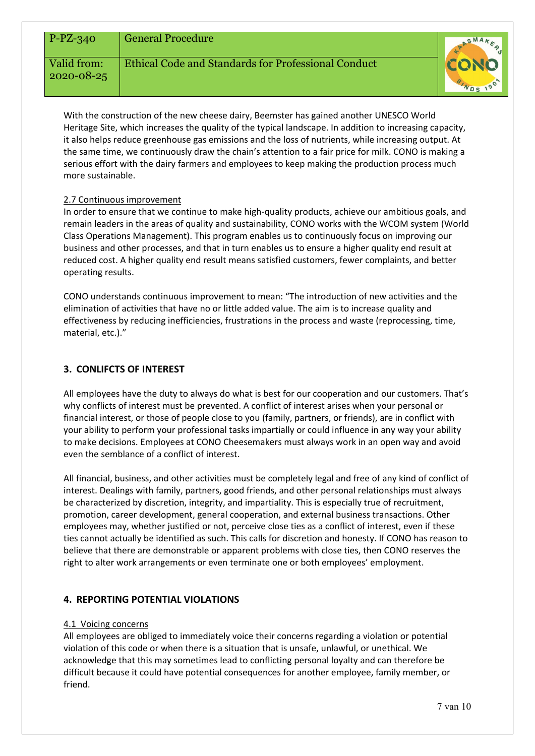With the construction of the new cheese dairy, Beemster has gained another UNESCO World Heritage Site, which increases the quality of the typical landscape. In addition to increasing capacity, it also helps reduce greenhouse gas emissions and the loss of nutrients, while increasing output. At the same time, we continuously draw the chain's attention to a fair price for milk. CONO is making a serious effort with the dairy farmers and employees to keep making the production process much more sustainable.

### 2.7 Continuous improvement

In order to ensure that we continue to make high-quality products, achieve our ambitious goals, and remain leaders in the areas of quality and sustainability, CONO works with the WCOM system (World Class Operations Management). This program enables us to continuously focus on improving our business and other processes, and that in turn enables us to ensure a higher quality end result at reduced cost. A higher quality end result means satisfied customers, fewer complaints, and better operating results.

CONO understands continuous improvement to mean: "The introduction of new activities and the elimination of activities that have no or little added value. The aim is to increase quality and effectiveness by reducing inefficiencies, frustrations in the process and waste (reprocessing, time, material, etc.)."

## 3. CONLIFCTS OF INTEREST

All employees have the duty to always do what is best for our cooperation and our customers. That's why conflicts of interest must be prevented. A conflict of interest arises when your personal or financial interest, or those of people close to you (family, partners, or friends), are in conflict with your ability to perform your professional tasks impartially or could influence in any way your ability to make decisions. Employees at CONO Cheesemakers must always work in an open way and avoid even the semblance of a conflict of interest.

All financial, business, and other activities must be completely legal and free of any kind of conflict of interest. Dealings with family, partners, good friends, and other personal relationships must always be characterized by discretion, integrity, and impartiality. This is especially true of recruitment, promotion, career development, general cooperation, and external business transactions. Other employees may, whether justified or not, perceive close ties as a conflict of interest, even if these ties cannot actually be identified as such. This calls for discretion and honesty. If CONO has reason to believe that there are demonstrable or apparent problems with close ties, then CONO reserves the right to alter work arrangements or even terminate one or both employees' employment.

## 4. REPORTING POTENTIAL VIOLATIONS

### 4.1 Voicing concerns

All employees are obliged to immediately voice their concerns regarding a violation or potential violation of this code or when there is a situation that is unsafe, unlawful, or unethical. We acknowledge that this may sometimes lead to conflicting personal loyalty and can therefore be difficult because it could have potential consequences for another employee, family member, or friend.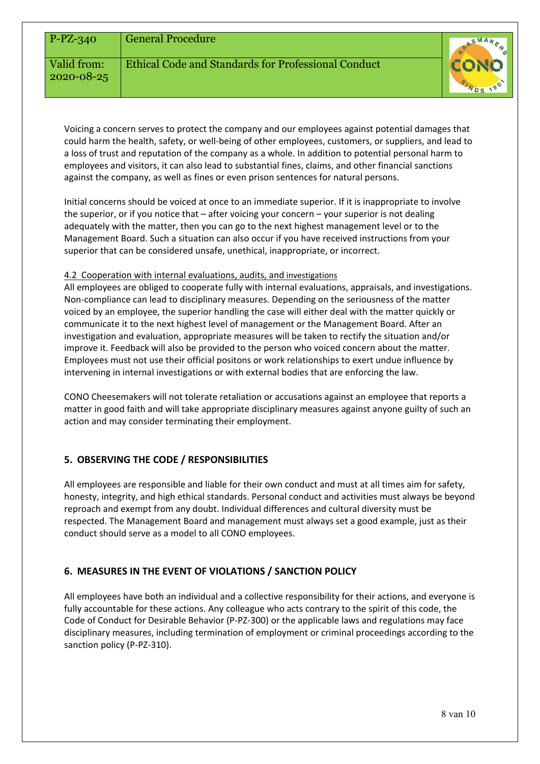Voicing a concern serves to protect the company and our employees against potential damages that could harm the health, safety, or well-being of other employees, customers, or suppliers, and lead to a loss of trust and reputation of the company as a whole. In addition to potential personal harm to employees and visitors, it can also lead to substantial fines, claims, and other financial sanctions against the company, as well as fines or even prison sentences for natural persons.

Initial concerns should be voiced at once to an immediate superior. If it is inappropriate to involve the superior, or if you notice that – after voicing your concern – your superior is not dealing adequately with the matter, then you can go to the next highest management level or to the Management Board. Such a situation can also occur if you have received instructions from your superior that can be considered unsafe, unethical, inappropriate, or incorrect.

### 4.2 Cooperation with internal evaluations, audits, and investigations

All employees are obliged to cooperate fully with internal evaluations, appraisals, and investigations. Non-compliance can lead to disciplinary measures. Depending on the seriousness of the matter voiced by an employee, the superior handling the case will either deal with the matter quickly or communicate it to the next highest level of management or the Management Board. After an investigation and evaluation, appropriate measures will be taken to rectify the situation and/or improve it. Feedback will also be provided to the person who voiced concern about the matter. Employees must not use their official positons or work relationships to exert undue influence by intervening in internal investigations or with external bodies that are enforcing the law.

CONO Cheesemakers will not tolerate retaliation or accusations against an employee that reports a matter in good faith and will take appropriate disciplinary measures against anyone guilty of such an action and may consider terminating their employment.

## 5. OBSERVING THE CODE / RESPONSIBILITIES

All employees are responsible and liable for their own conduct and must at all times aim for safety, honesty, integrity, and high ethical standards. Personal conduct and activities must always be beyond reproach and exempt from any doubt. Individual differences and cultural diversity must be respected. The Management Board and management must always set a good example, just as their conduct should serve as a model to all CONO employees.

## 6. MEASURES IN THE EVENT OF VIOLATIONS / SANCTION POLICY

All employees have both an individual and a collective responsibility for their actions, and everyone is fully accountable for these actions. Any colleague who acts contrary to the spirit of this code, the Code of Conduct for Desirable Behavior (P-PZ-300) or the applicable laws and regulations may face disciplinary measures, including termination of employment or criminal proceedings according to the sanction policy (P-PZ-310).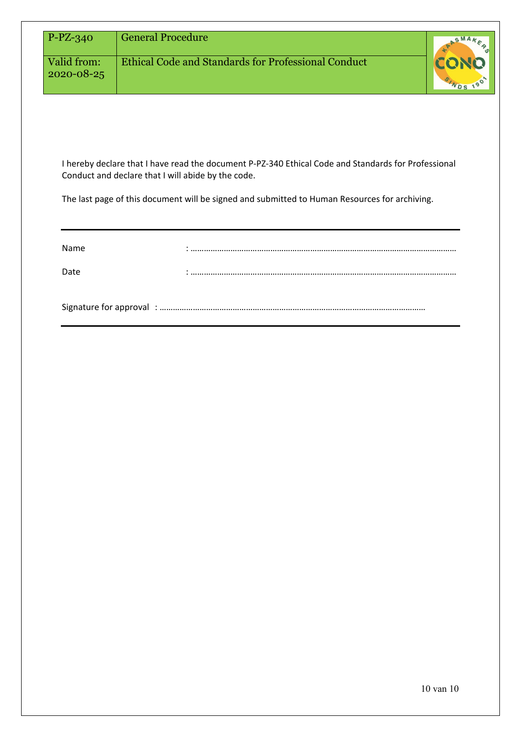I hereby declare that I have read the document P-PZ-340 Ethical Code and Standards for Professional Conduct and declare that I will abide by the code.

The last page of this document will be signed and submitted to Human Resources for archiving.

---

Name : ……………………………………………………………………………………………………………

Date : ……………………………………………………………………………………………………………

Signature for approval : …………………………………………………………………………………………………………

---